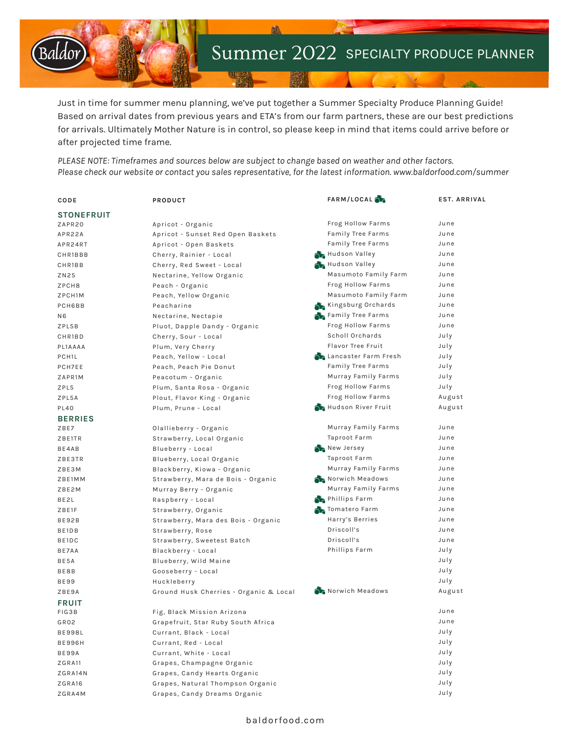# Summer 2022 SPECIALTY PRODUCE PLANNER

Just in time for summer menu planning, we've put together a Summer Specialty Produce Planning Guide! Based on arrival dates from previous years and ETA's from our farm partners, these are our best predictions for arrivals. Ultimately Mother Nature is in control, so please keep in mind that items could arrive before or after projected time frame.

*PLEASE NOTE: Timeframes and sources below are subject to change based on weather and other factors. Please check our website or contact you sales representative, for the latest information. www.baldorfood.com/summer*

| CODE | PRODUCT | FARM/LOCAL | EST. ARRIVAL |
|---|---|---|---|
| **STONEFRUIT** | | | |
| ZAPR20 | Apricot - Organic | Frog Hollow Farms | June |
| APR22A | Apricot - Sunset Red Open Baskets | Family Tree Farms | June |
| APR24RT | Apricot - Open Baskets | Family Tree Farms | June |
| CHR1BBB | Cherry, Rainier - Local | (Local) Hudson Valley | June |
| CHR1BB | Cherry, Red Sweet - Local | (Local) Hudson Valley | June |
| ZN25 | Nectarine, Yellow Organic | Masumoto Family Farm | June |
| ZPCH8 | Peach - Organic | Frog Hollow Farms | June |
| ZPCH1M | Peach, Yellow Organic | Masumoto Family Farm | June |
| PCH6BB | Peacharine | (Local) Kingsburg Orchards | June |
| N6 | Nectarine, Nectapie | (Local) Family Tree Farms | June |
| ZPL5B | Pluot, Dapple Dandy - Organic | Frog Hollow Farms | June |
| CHR1BD | Cherry, Sour - Local | Scholl Orchards | July |
| PL1AAAA | Plum, Very Cherry | Flavor Tree Fruit | July |
| PCH1L | Peach, Yellow - Local | (Local) Lancaster Farm Fresh | July |
| PCH7EE | Peach, Peach Pie Donut | Family Tree Farms | July |
| ZAPR1M | Peacotum - Organic | Murray Family Farms | July |
| ZPL5 | Plum, Santa Rosa - Organic | Frog Hollow Farms | July |
| ZPL5A | Plout, Flavor King - Organic | Frog Hollow Farms | August |
| PL40 | Plum, Prune - Local | (Local) Hudson River Fruit | August |
| **BERRIES** | | | |
| ZBE7 | Olallieberry - Organic | Murray Family Farms | June |
| ZBE1TR | Strawberry, Local Organic | Taproot Farm | June |
| BE4AB | Blueberry - Local | (Local) New Jersey | June |
| ZBE3TR | Blueberry, Local Organic | Taproot Farm | June |
| ZBE3M | Blackberry, Kiowa - Organic | Murray Family Farms | June |
| ZBE1MM | Strawberry, Mara de Bois - Organic | (Local) Norwich Meadows | June |
| ZBE2M | Murray Berry - Organic | Murray Family Farms | June |
| BE2L | Raspberry - Local | (Local) Phillips Farm | June |
| ZBE1F | Strawberry, Organic | (Local) Tomatero Farm | June |
| BE92B | Strawberry, Mara des Bois - Organic | Harry's Berries | June |
| BE1DB | Strawberry, Rose | Driscoll's | June |
| BE1DC | Strawberry, Sweetest Batch | Driscoll's | June |
| BE7AA | Blackberry - Local | Phillips Farm | July |
| BE5A | Blueberry, Wild Maine | | July |
| BE8B | Gooseberry - Local | | July |
| BE99 | Huckleberry | | July |
| ZBE9A | Ground Husk Cherries - Organic & Local | (Local) Norwich Meadows | August |
| **FRUIT** | | | |
| FIG3B | Fig, Black Mission Arizona | | June |
| GR02 | Grapefruit, Star Ruby South Africa | | June |
| BE998L | Currant, Black - Local | | July |
| BE996H | Currant, Red - Local | | July |
| BE99A | Currant, White - Local | | July |
| ZGRA11 | Grapes, Champagne Organic | | July |
| ZGRA14N | Grapes, Candy Hearts Organic | | July |
| ZGRA16 | Grapes, Natural Thompson Organic | | July |
| ZGRA4M | Grapes, Candy Dreams Organic | | July |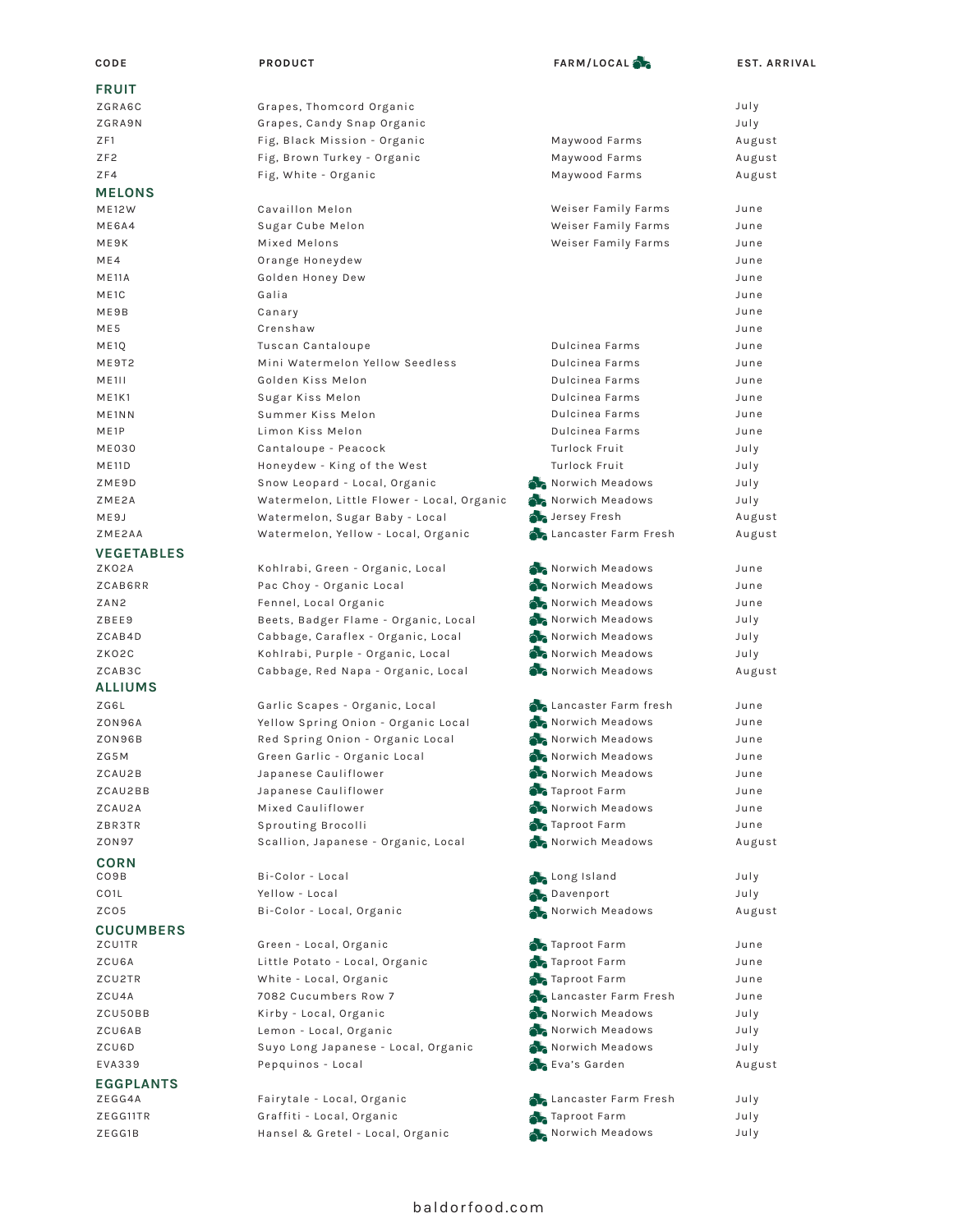| CODE | PRODUCT | FARM/LOCAL | EST. ARRIVAL |
|---|---|---|---|
| **FRUIT** | | | |
| ZGRA6C | Grapes, Thomcord Organic | | July |
| ZGRA9N | Grapes, Candy Snap Organic | | July |
| ZF1 | Fig, Black Mission - Organic | Maywood Farms | August |
| ZF2 | Fig, Brown Turkey - Organic | Maywood Farms | August |
| ZF4 | Fig, White - Organic | Maywood Farms | August |
| **MELONS** | | | |
| ME12W | Cavaillon Melon | Weiser Family Farms | June |
| ME6A4 | Sugar Cube Melon | Weiser Family Farms | June |
| ME9K | Mixed Melons | Weiser Family Farms | June |
| ME4 | Orange Honeydew | | June |
| ME11A | Golden Honey Dew | | June |
| ME1C | Galia | | June |
| ME9B | Canary | | June |
| ME5 | Crenshaw | | June |
| ME1Q | Tuscan Cantaloupe | Dulcinea Farms | June |
| ME9T2 | Mini Watermelon Yellow Seedless | Dulcinea Farms | June |
| ME1II | Golden Kiss Melon | Dulcinea Farms | June |
| ME1K1 | Sugar Kiss Melon | Dulcinea Farms | June |
| ME1NN | Summer Kiss Melon | Dulcinea Farms | June |
| ME1P | Limon Kiss Melon | Dulcinea Farms | June |
| ME030 | Cantaloupe - Peacock | Turlock Fruit | July |
| ME11D | Honeydew - King of the West | Turlock Fruit | July |
| ZME9D | Snow Leopard - Local, Organic | Norwich Meadows | July |
| ZME2A | Watermelon, Little Flower - Local, Organic | Norwich Meadows | July |
| ME9J | Watermelon, Sugar Baby - Local | Jersey Fresh | August |
| ZME2AA | Watermelon, Yellow - Local, Organic | Lancaster Farm Fresh | August |
| **VEGETABLES** | | | |
| ZKO2A | Kohlrabi, Green - Organic, Local | Norwich Meadows | June |
| ZCAB6RR | Pac Choy - Organic Local | Norwich Meadows | June |
| ZAN2 | Fennel, Local Organic | Norwich Meadows | June |
| ZBEE9 | Beets, Badger Flame - Organic, Local | Norwich Meadows | July |
| ZCAB4D | Cabbage, Caraflex - Organic, Local | Norwich Meadows | July |
| ZKO2C | Kohlrabi, Purple - Organic, Local | Norwich Meadows | July |
| ZCAB3C | Cabbage, Red Napa - Organic, Local | Norwich Meadows | August |
| **ALLIUMS** | | | |
| ZG6L | Garlic Scapes - Organic, Local | Lancaster Farm fresh | June |
| ZON96A | Yellow Spring Onion - Organic Local | Norwich Meadows | June |
| ZON96B | Red Spring Onion - Organic Local | Norwich Meadows | June |
| ZG5M | Green Garlic - Organic Local | Norwich Meadows | June |
| ZCAU2B | Japanese Cauliflower | Norwich Meadows | June |
| ZCAU2BB | Japanese Cauliflower | Taproot Farm | June |
| ZCAU2A | Mixed Cauliflower | Norwich Meadows | June |
| ZBR3TR | Sprouting Brocolli | Taproot Farm | June |
| ZON97 | Scallion, Japanese - Organic, Local | Norwich Meadows | August |
| **CORN** | | | |
| CO9B | Bi-Color - Local | Long Island | July |
| CO1L | Yellow - Local | Davenport | July |
| ZCO5 | Bi-Color - Local, Organic | Norwich Meadows | August |
| **CUCUMBERS** | | | |
| ZCU1TR | Green - Local, Organic | Taproot Farm | June |
| ZCU6A | Little Potato - Local, Organic | Taproot Farm | June |
| ZCU2TR | White - Local, Organic | Taproot Farm | June |
| ZCU4A | 7082 Cucumbers Row 7 | Lancaster Farm Fresh | June |
| ZCU50BB | Kirby - Local, Organic | Norwich Meadows | July |
| ZCU6AB | Lemon - Local, Organic | Norwich Meadows | July |
| ZCU6D | Suyo Long Japanese - Local, Organic | Norwich Meadows | July |
| EVA339 | Pepquinos - Local | Eva's Garden | August |
| **EGGPLANTS** | | | |
| ZEGG4A | Fairytale - Local, Organic | Lancaster Farm Fresh | July |
| ZEGG11TR | Graffiti - Local, Organic | Taproot Farm | July |
| ZEGG1B | Hansel & Gretel - Local, Organic | Norwich Meadows | July |

baldorfood.com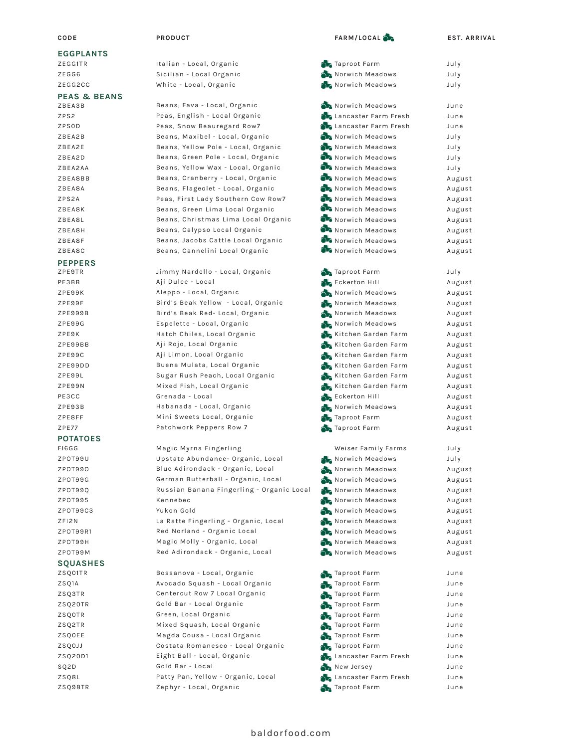| CODE | PRODUCT | FARM/LOCAL | EST. ARRIVAL |
|---|---|---|---|
| **EGGPLANTS** | | | |
| ZEGG1TR | Italian - Local, Organic | Taproot Farm | July |
| ZEGG6 | Sicilian - Local Organic | Norwich Meadows | July |
| ZEGG2CC | White - Local, Organic | Norwich Meadows | July |
| **PEAS & BEANS** | | | |
| ZBEA3B | Beans, Fava - Local, Organic | Norwich Meadows | June |
| ZPS2 | Peas, English - Local Organic | Lancaster Farm Fresh | June |
| ZPSOD | Peas, Snow Beauregard Row7 | Lancaster Farm Fresh | June |
| ZBEA2B | Beans, Maxibel - Local, Organic | Norwich Meadows | July |
| ZBEA2E | Beans, Yellow Pole - Local, Organic | Norwich Meadows | July |
| ZBEA2D | Beans, Green Pole - Local, Organic | Norwich Meadows | July |
| ZBEA2AA | Beans, Yellow Wax - Local, Organic | Norwich Meadows | July |
| ZBEA8BB | Beans, Cranberry - Local, Organic | Norwich Meadows | August |
| ZBEA8A | Beans, Flageolet - Local, Organic | Norwich Meadows | August |
| ZPS2A | Peas, First Lady Southern Cow Row7 | Norwich Meadows | August |
| ZBEA8K | Beans, Green Lima Local Organic | Norwich Meadows | August |
| ZBEA8L | Beans, Christmas Lima Local Organic | Norwich Meadows | August |
| ZBEA8H | Beans, Calypso Local Organic | Norwich Meadows | August |
| ZBEA8F | Beans, Jacobs Cattle Local Organic | Norwich Meadows | August |
| ZBEA8C | Beans, Cannelini Local Organic | Norwich Meadows | August |
| **PEPPERS** | | | |
| ZPE9TR | Jimmy Nardello - Local, Organic | Taproot Farm | July |
| PE3BB | Aji Dulce - Local | Eckerton Hill | August |
| ZPE99K | Aleppo - Local, Organic | Norwich Meadows | August |
| ZPE99F | Bird's Beak Yellow - Local, Organic | Norwich Meadows | August |
| ZPE999B | Bird's Beak Red- Local, Organic | Norwich Meadows | August |
| ZPE99G | Espelette - Local, Organic | Norwich Meadows | August |
| ZPE9K | Hatch Chiles, Local Organic | Kitchen Garden Farm | August |
| ZPE99BB | Aji Rojo, Local Organic | Kitchen Garden Farm | August |
| ZPE99C | Aji Limon, Local Organic | Kitchen Garden Farm | August |
| ZPE99DD | Buena Mulata, Local Organic | Kitchen Garden Farm | August |
| ZPE99L | Sugar Rush Peach, Local Organic | Kitchen Garden Farm | August |
| ZPE99N | Mixed Fish, Local Organic | Kitchen Garden Farm | August |
| PE3CC | Grenada - Local | Eckerton Hill | August |
| ZPE93B | Habanada - Local, Organic | Norwich Meadows | August |
| ZPE8FF | Mini Sweets Local, Organic | Taproot Farm | August |
| ZPE77 | Patchwork Peppers Row 7 | Taproot Farm | August |
| **POTATOES** | | | |
| FI6GG | Magic Myrna Fingerling | Weiser Family Farms | July |
| ZPOT99U | Upstate Abundance- Organic, Local | Norwich Meadows | July |
| ZPOT99O | Blue Adirondack - Organic, Local | Norwich Meadows | August |
| ZPOT99G | German Butterball - Organic, Local | Norwich Meadows | August |
| ZPOT99Q | Russian Banana Fingerling - Organic Local | Norwich Meadows | August |
| ZPOT995 | Kennebec | Norwich Meadows | August |
| ZPOT99C3 | Yukon Gold | Norwich Meadows | August |
| ZFI2N | La Ratte Fingerling - Organic, Local | Norwich Meadows | August |
| ZPOT99R1 | Red Norland - Organic Local | Norwich Meadows | August |
| ZPOT99H | Magic Molly - Organic, Local | Norwich Meadows | August |
| ZPOT99M | Red Adirondack - Organic, Local | Norwich Meadows | August |
| **SQUASHES** | | | |
| ZSQ01TR | Bossanova - Local, Organic | Taproot Farm | June |
| ZSQ1A | Avocado Squash - Local Organic | Taproot Farm | June |
| ZSQ3TR | Centercut Row 7 Local Organic | Taproot Farm | June |
| ZSQ20TR | Gold Bar - Local Organic | Taproot Farm | June |
| ZSQ0TR | Green, Local Organic | Taproot Farm | June |
| ZSQ2TR | Mixed Squash, Local Organic | Taproot Farm | June |
| ZSQ0EE | Magda Cousa - Local Organic | Taproot Farm | June |
| ZSQ0JJ | Costata Romanesco - Local Organic | Taproot Farm | June |
| ZSQ20D1 | Eight Ball - Local, Organic | Lancaster Farm Fresh | June |
| SQ2D | Gold Bar - Local | New Jersey | June |
| ZSQ8L | Patty Pan, Yellow - Organic, Local | Lancaster Farm Fresh | June |
| ZSQ98TR | Zephyr - Local, Organic | Taproot Farm | June |

baldorfood.com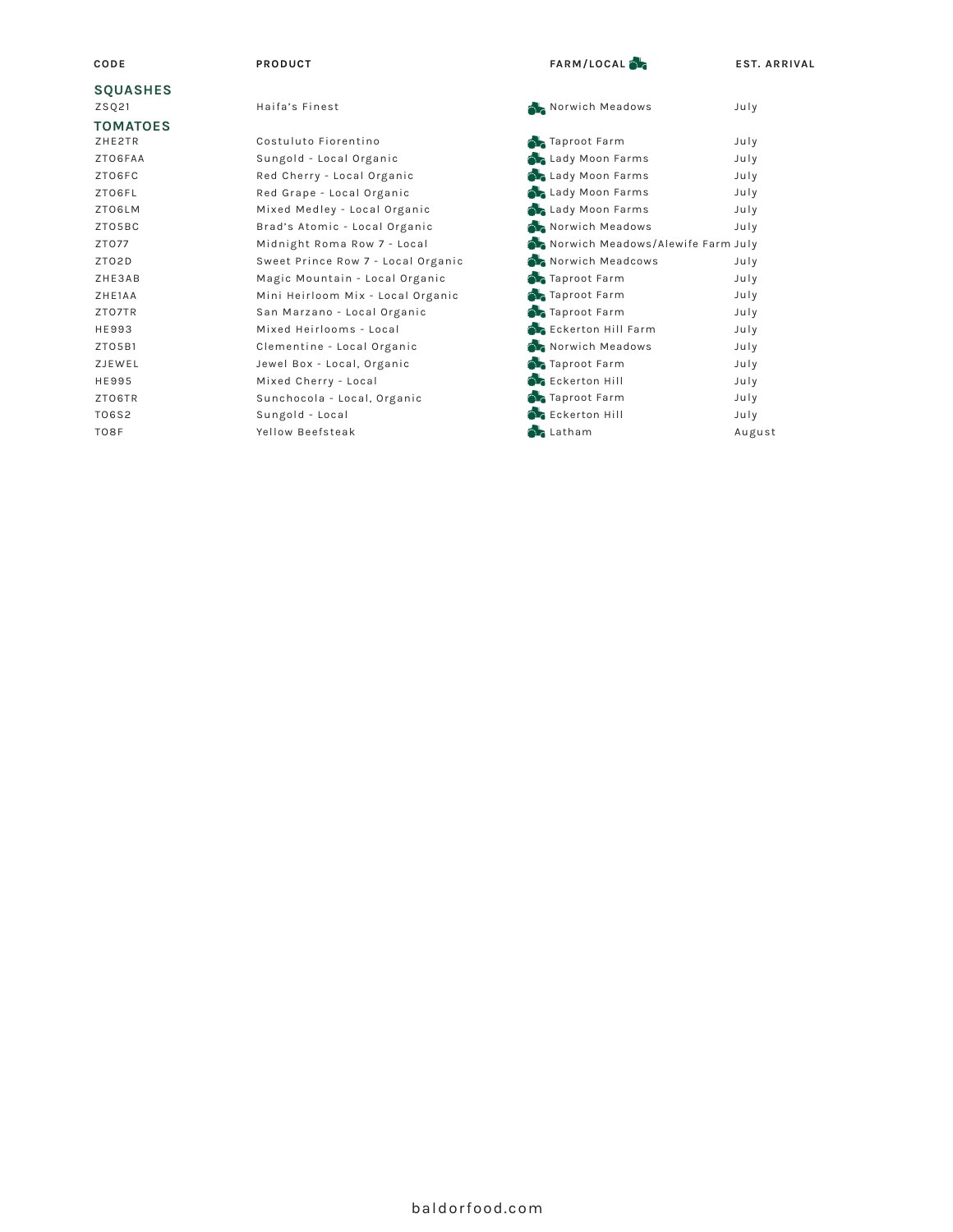| CODE | PRODUCT | FARM/LOCAL | EST. ARRIVAL |
|---|---|---|---|
| **SQUASHES** | | | |
| ZSQ21 | Haifa's Finest | Norwich Meadows | July |
| **TOMATOES** | | | |
| ZHE2TR | Costuluto Fiorentino | Taproot Farm | July |
| ZTO6FAA | Sungold - Local Organic | Lady Moon Farms | July |
| ZTO6FC | Red Cherry - Local Organic | Lady Moon Farms | July |
| ZTO6FL | Red Grape - Local Organic | Lady Moon Farms | July |
| ZTO6LM | Mixed Medley - Local Organic | Lady Moon Farms | July |
| ZTO5BC | Brad's Atomic - Local Organic | Norwich Meadows | July |
| ZTO77 | Midnight Roma Row 7 - Local | Norwich Meadows/Alewife Farm | July |
| ZTO2D | Sweet Prince Row 7 - Local Organic | Norwich Meadcows | July |
| ZHE3AB | Magic Mountain - Local Organic | Taproot Farm | July |
| ZHE1AA | Mini Heirloom Mix - Local Organic | Taproot Farm | July |
| ZTO7TR | San Marzano - Local Organic | Taproot Farm | July |
| HE993 | Mixed Heirlooms - Local | Eckerton Hill Farm | July |
| ZTO5B1 | Clementine - Local Organic | Norwich Meadows | July |
| ZJEWEL | Jewel Box - Local, Organic | Taproot Farm | July |
| HE995 | Mixed Cherry - Local | Eckerton Hill | July |
| ZTO6TR | Sunchocola - Local, Organic | Taproot Farm | July |
| TO6S2 | Sungold - Local | Eckerton Hill | July |
| TO8F | Yellow Beefsteak | Latham | August |

baldorfood.com